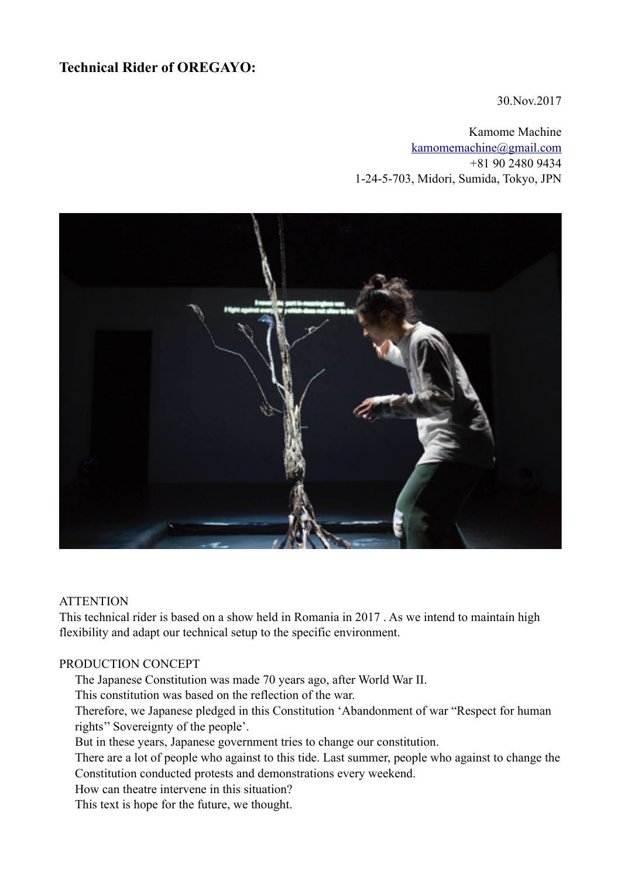## Technical Rider of OREGAYO:

30.Nov.2017

Kamome Machine
kamomemachine@gmail.com
+81 90 2480 9434
1-24-5-703, Midori, Sumida, Tokyo, JPN

ATTENTION
This technical rider is based on a show held in Romania in 2017 . As we intend to maintain high flexibility and adapt our technical setup to the specific environment.

PRODUCTION CONCEPT

The Japanese Constitution was made 70 years ago, after World War II.
This constitution was based on the reflection of the war.
Therefore, we Japanese pledged in this Constitution 'Abandonment of war "Respect for human rights" Sovereignty of the people'.
But in these years, Japanese government tries to change our constitution.
There are a lot of people who against to this tide. Last summer, people who against to change the Constitution conducted protests and demonstrations every weekend.
How can theatre intervene in this situation?
This text is hope for the future, we thought.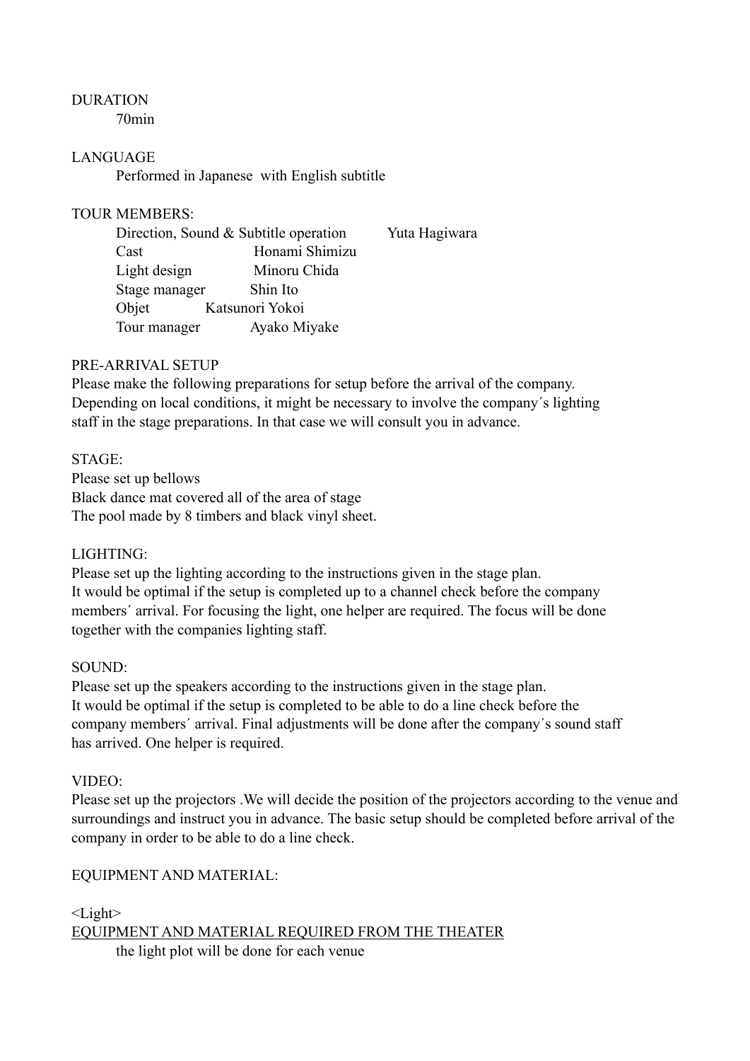DURATION

70min

LANGUAGE

Performed in Japanese  with English subtitle

TOUR MEMBERS:

Direction, Sound & Subtitle operation    Yuta Hagiwara
Cast    Honami Shimizu
Light design    Minoru Chida
Stage manager    Shin Ito
Objet    Katsunori Yokoi
Tour manager    Ayako Miyake

PRE-ARRIVAL SETUP

Please make the following preparations for setup before the arrival of the company.
Depending on local conditions, it might be necessary to involve the company´s lighting staff in the stage preparations. In that case we will consult you in advance.

STAGE:

Please set up bellows
Black dance mat covered all of the area of stage
The pool made by 8 timbers and black vinyl sheet.

LIGHTING:

Please set up the lighting according to the instructions given in the stage plan.
It would be optimal if the setup is completed up to a channel check before the company members´ arrival. For focusing the light, one helper are required. The focus will be done together with the companies lighting staff.

SOUND:

Please set up the speakers according to the instructions given in the stage plan.
It would be optimal if the setup is completed to be able to do a line check before the company members´ arrival. Final adjustments will be done after the company´s sound staff has arrived. One helper is required.

VIDEO:

Please set up the projectors .We will decide the position of the projectors according to the venue and surroundings and instruct you in advance. The basic setup should be completed before arrival of the company in order to be able to do a line check.

EQUIPMENT AND MATERIAL:

<Light>

<u>EQUIPMENT AND MATERIAL REQUIRED FROM THE THEATER</u>

the light plot will be done for each venue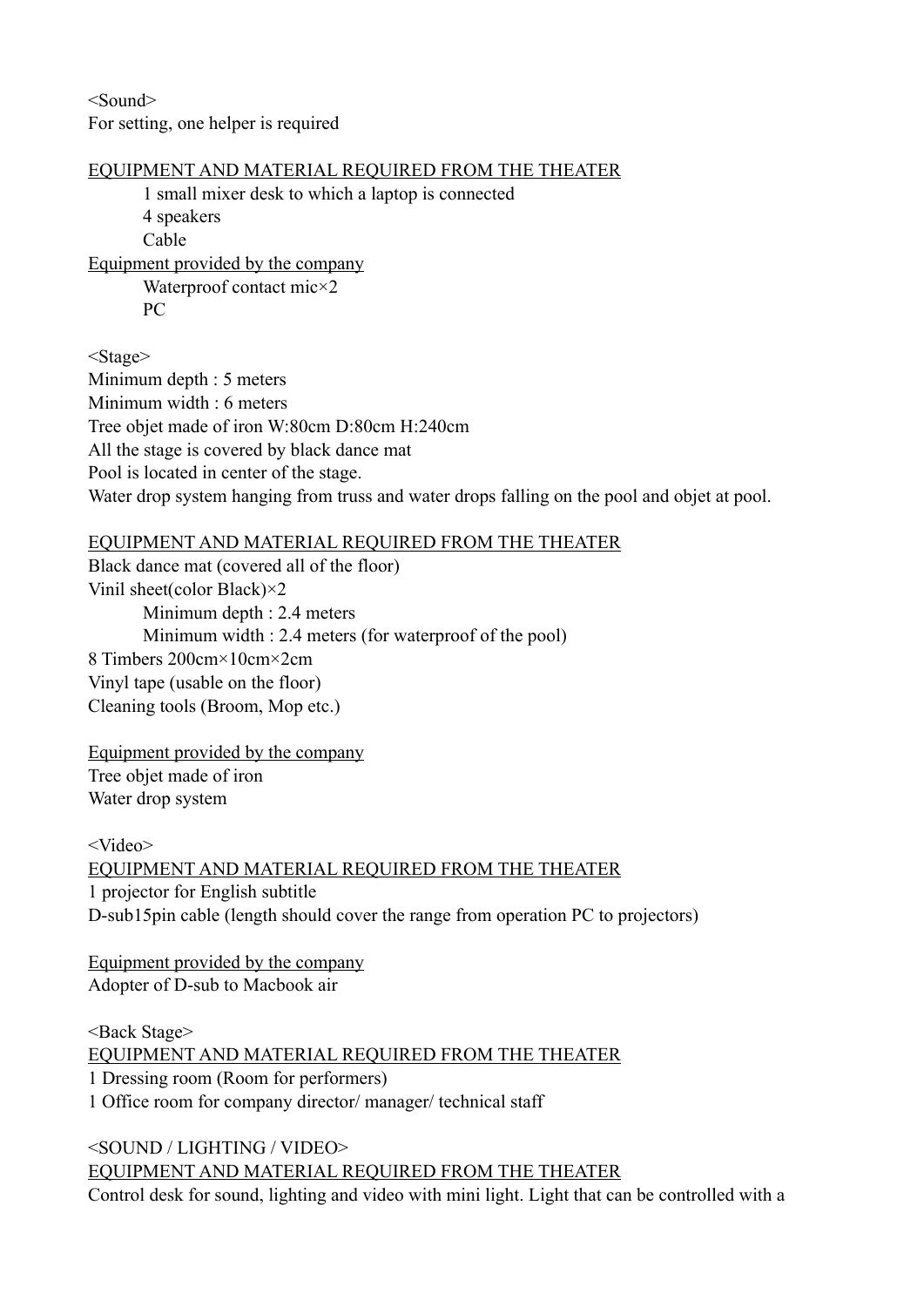<Sound>

For setting, one helper is required

<u>EQUIPMENT AND MATERIAL REQUIRED FROM THE THEATER</u>

- 1 small mixer desk to which a laptop is connected
- 4 speakers
- Cable

<u>Equipment provided by the company</u>

- Waterproof contact mic×2
- PC

<Stage>

Minimum depth : 5 meters
Minimum width : 6 meters
Tree objet made of iron W:80cm D:80cm H:240cm
All the stage is covered by black dance mat
Pool is located in center of the stage.
Water drop system hanging from truss and water drops falling on the pool and objet at pool.

<u>EQUIPMENT AND MATERIAL REQUIRED FROM THE THEATER</u>

Black dance mat (covered all of the floor)
Vinil sheet(color Black)×2

- Minimum depth : 2.4 meters
- Minimum width : 2.4 meters (for waterproof of the pool)

8 Timbers 200cm×10cm×2cm
Vinyl tape (usable on the floor)
Cleaning tools (Broom, Mop etc.)

<u>Equipment provided by the company</u>

Tree objet made of iron
Water drop system

<Video>

<u>EQUIPMENT AND MATERIAL REQUIRED FROM THE THEATER</u>

1 projector for English subtitle
D-sub15pin cable (length should cover the range from operation PC to projectors)

<u>Equipment provided by the company</u>

Adopter of D-sub to Macbook air

<Back Stage>

<u>EQUIPMENT AND MATERIAL REQUIRED FROM THE THEATER</u>

1 Dressing room (Room for performers)
1 Office room for company director/ manager/ technical staff

<SOUND / LIGHTING / VIDEO>

<u>EQUIPMENT AND MATERIAL REQUIRED FROM THE THEATER</u>

Control desk for sound, lighting and video with mini light. Light that can be controlled with a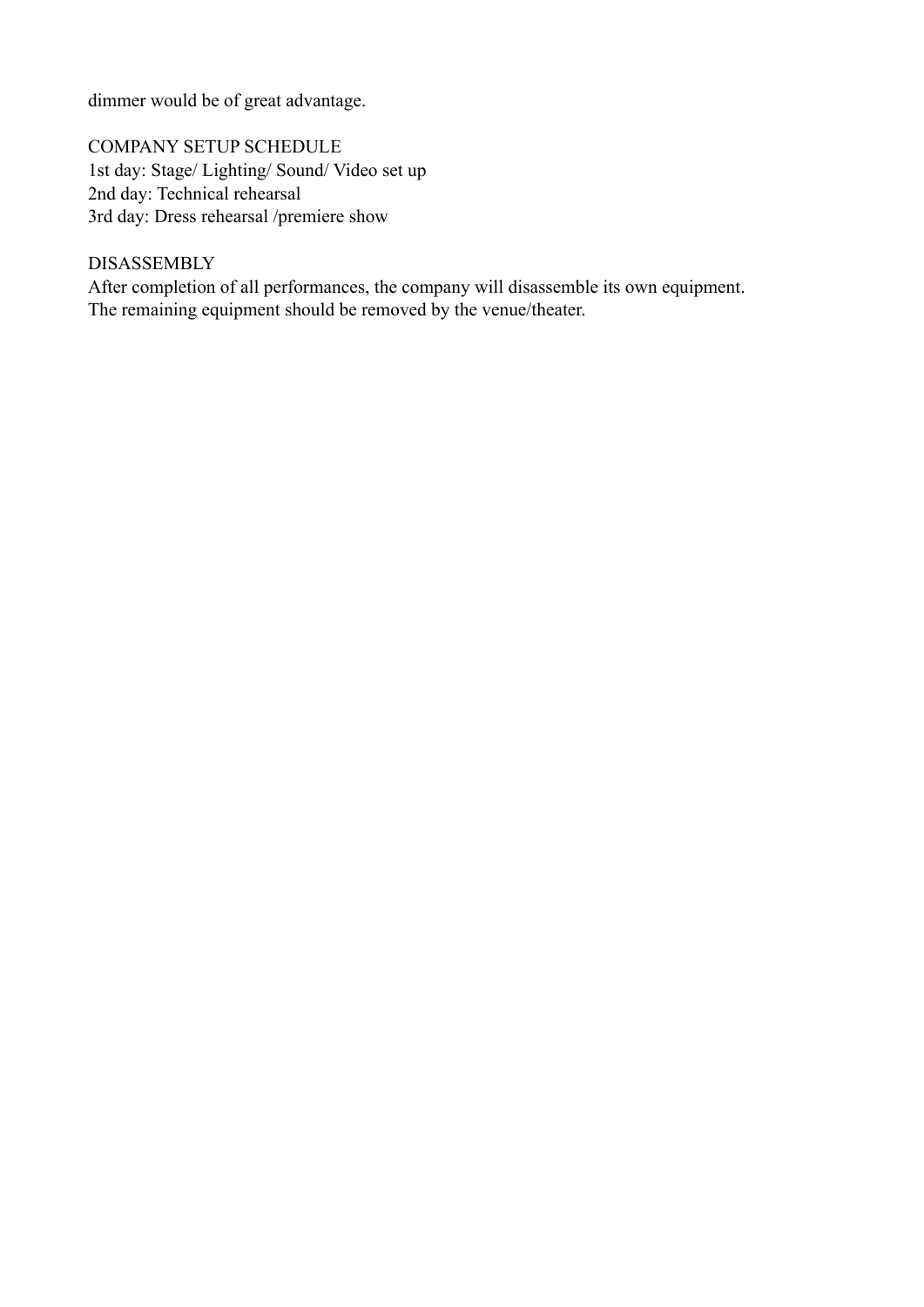dimmer would be of great advantage.

## COMPANY SETUP SCHEDULE

1st day: Stage/ Lighting/ Sound/ Video set up
2nd day: Technical rehearsal
3rd day: Dress rehearsal /premiere show

## DISASSEMBLY

After completion of all performances, the company will disassemble its own equipment. The remaining equipment should be removed by the venue/theater.